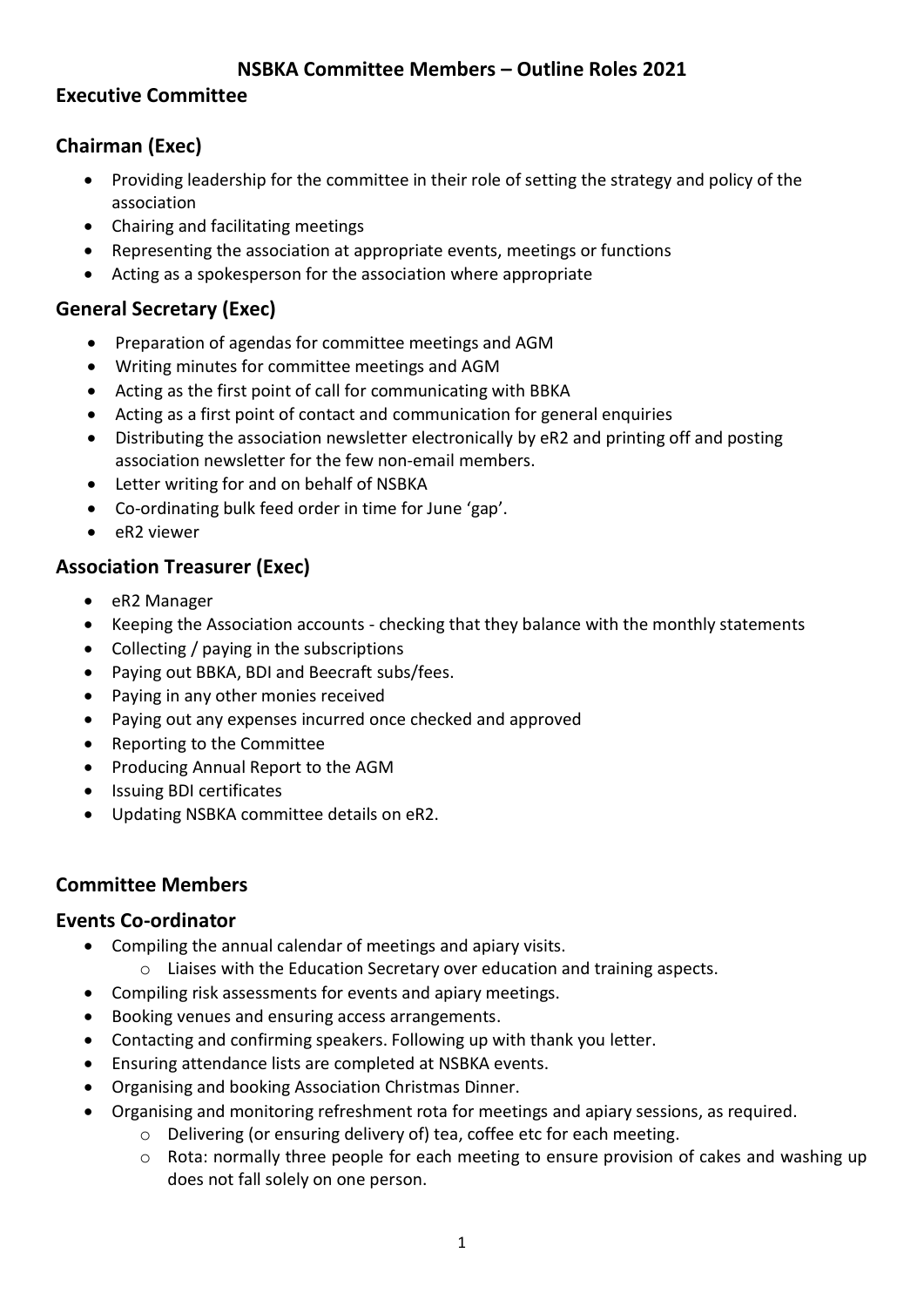# NSBKA Committee Members – Outline Roles 2021

## Executive Committee

### Chairman (Exec)

- Providing leadership for the committee in their role of setting the strategy and policy of the association
- Chairing and facilitating meetings
- Representing the association at appropriate events, meetings or functions
- Acting as a spokesperson for the association where appropriate

### General Secretary (Exec)

- Preparation of agendas for committee meetings and AGM
- Writing minutes for committee meetings and AGM
- Acting as the first point of call for communicating with BBKA
- Acting as a first point of contact and communication for general enquiries
- Distributing the association newsletter electronically by eR2 and printing off and posting association newsletter for the few non-email members.
- Letter writing for and on behalf of NSBKA
- Co-ordinating bulk feed order in time for June 'gap'.
- eR2 viewer

### Association Treasurer (Exec)

- eR2 Manager
- Keeping the Association accounts - checking that they balance with the monthly statements
- Collecting / paying in the subscriptions
- Paying out BBKA, BDI and Beecraft subs/fees.
- Paying in any other monies received
- Paying out any expenses incurred once checked and approved
- Reporting to the Committee
- Producing Annual Report to the AGM
- Issuing BDI certificates
- Updating NSBKA committee details on eR2.

## Committee Members

### Events Co-ordinator

- Compiling the annual calendar of meetings and apiary visits.
  - Liaises with the Education Secretary over education and training aspects.
- Compiling risk assessments for events and apiary meetings.
- Booking venues and ensuring access arrangements.
- Contacting and confirming speakers. Following up with thank you letter.
- Ensuring attendance lists are completed at NSBKA events.
- Organising and booking Association Christmas Dinner.
- Organising and monitoring refreshment rota for meetings and apiary sessions, as required.
  - Delivering (or ensuring delivery of) tea, coffee etc for each meeting.
  - Rota: normally three people for each meeting to ensure provision of cakes and washing up does not fall solely on one person.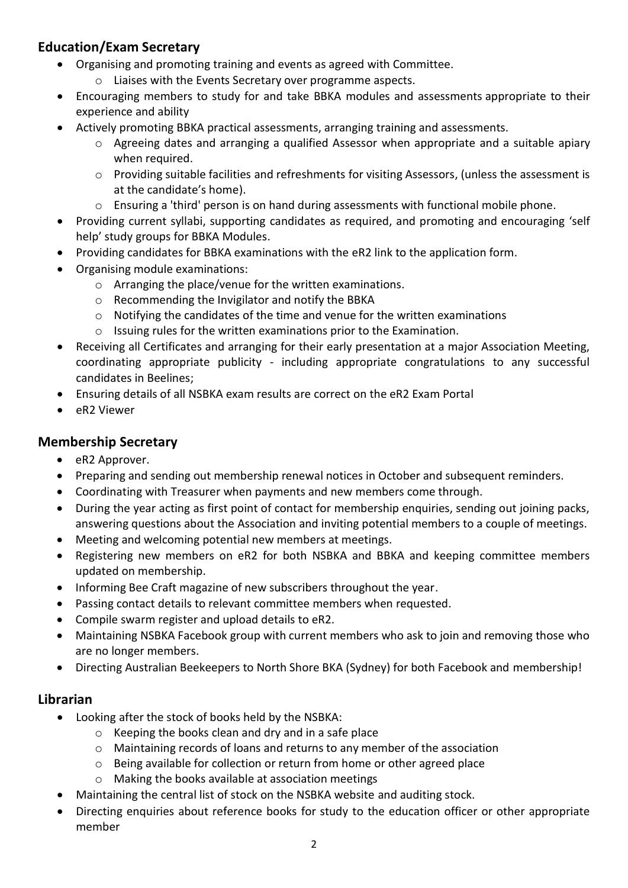## Education/Exam Secretary

- Organising and promoting training and events as agreed with Committee.
  - Liaises with the Events Secretary over programme aspects.
- Encouraging members to study for and take BBKA modules and assessments appropriate to their experience and ability
- Actively promoting BBKA practical assessments, arranging training and assessments.
  - Agreeing dates and arranging a qualified Assessor when appropriate and a suitable apiary when required.
  - Providing suitable facilities and refreshments for visiting Assessors, (unless the assessment is at the candidate's home).
  - Ensuring a 'third' person is on hand during assessments with functional mobile phone.
- Providing current syllabi, supporting candidates as required, and promoting and encouraging 'self help' study groups for BBKA Modules.
- Providing candidates for BBKA examinations with the eR2 link to the application form.
- Organising module examinations:
  - Arranging the place/venue for the written examinations.
  - Recommending the Invigilator and notify the BBKA
  - Notifying the candidates of the time and venue for the written examinations
  - Issuing rules for the written examinations prior to the Examination.
- Receiving all Certificates and arranging for their early presentation at a major Association Meeting, coordinating appropriate publicity - including appropriate congratulations to any successful candidates in Beelines;
- Ensuring details of all NSBKA exam results are correct on the eR2 Exam Portal
- eR2 Viewer

## Membership Secretary

- eR2 Approver.
- Preparing and sending out membership renewal notices in October and subsequent reminders.
- Coordinating with Treasurer when payments and new members come through.
- During the year acting as first point of contact for membership enquiries, sending out joining packs, answering questions about the Association and inviting potential members to a couple of meetings.
- Meeting and welcoming potential new members at meetings.
- Registering new members on eR2 for both NSBKA and BBKA and keeping committee members updated on membership.
- Informing Bee Craft magazine of new subscribers throughout the year.
- Passing contact details to relevant committee members when requested.
- Compile swarm register and upload details to eR2.
- Maintaining NSBKA Facebook group with current members who ask to join and removing those who are no longer members.
- Directing Australian Beekeepers to North Shore BKA (Sydney) for both Facebook and membership!

## Librarian

- Looking after the stock of books held by the NSBKA:
  - Keeping the books clean and dry and in a safe place
  - Maintaining records of loans and returns to any member of the association
  - Being available for collection or return from home or other agreed place
  - Making the books available at association meetings
- Maintaining the central list of stock on the NSBKA website and auditing stock.
- Directing enquiries about reference books for study to the education officer or other appropriate member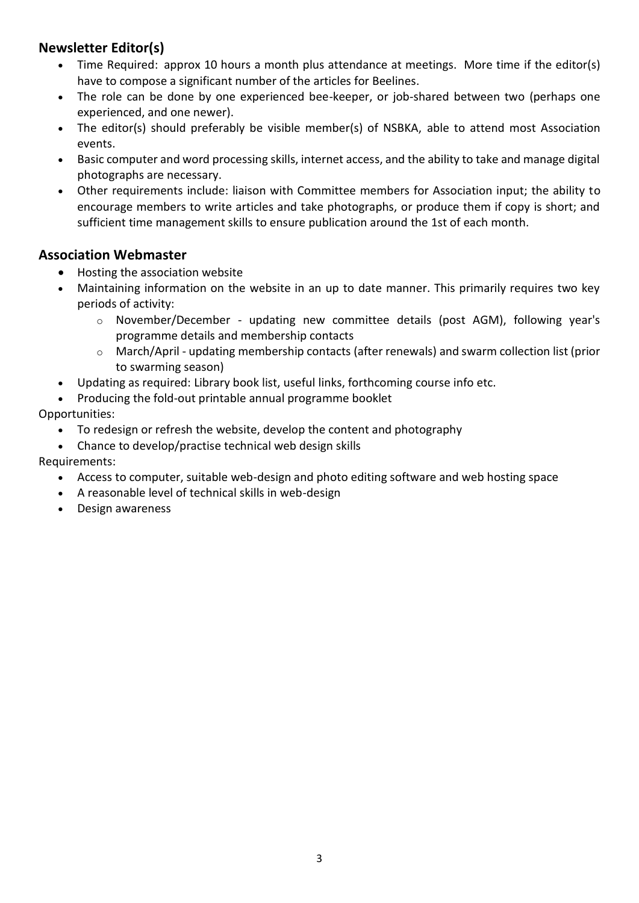## Newsletter Editor(s)

- Time Required: approx 10 hours a month plus attendance at meetings. More time if the editor(s) have to compose a significant number of the articles for Beelines.
- The role can be done by one experienced bee-keeper, or job-shared between two (perhaps one experienced, and one newer).
- The editor(s) should preferably be visible member(s) of NSBKA, able to attend most Association events.
- Basic computer and word processing skills, internet access, and the ability to take and manage digital photographs are necessary.
- Other requirements include: liaison with Committee members for Association input; the ability to encourage members to write articles and take photographs, or produce them if copy is short; and sufficient time management skills to ensure publication around the 1st of each month.

## Association Webmaster

- Hosting the association website
- Maintaining information on the website in an up to date manner. This primarily requires two key periods of activity:
  - November/December - updating new committee details (post AGM), following year's programme details and membership contacts
  - March/April - updating membership contacts (after renewals) and swarm collection list (prior to swarming season)
- Updating as required: Library book list, useful links, forthcoming course info etc.
- Producing the fold-out printable annual programme booklet

Opportunities:

- To redesign or refresh the website, develop the content and photography
- Chance to develop/practise technical web design skills

Requirements:

- Access to computer, suitable web-design and photo editing software and web hosting space
- A reasonable level of technical skills in web-design
- Design awareness